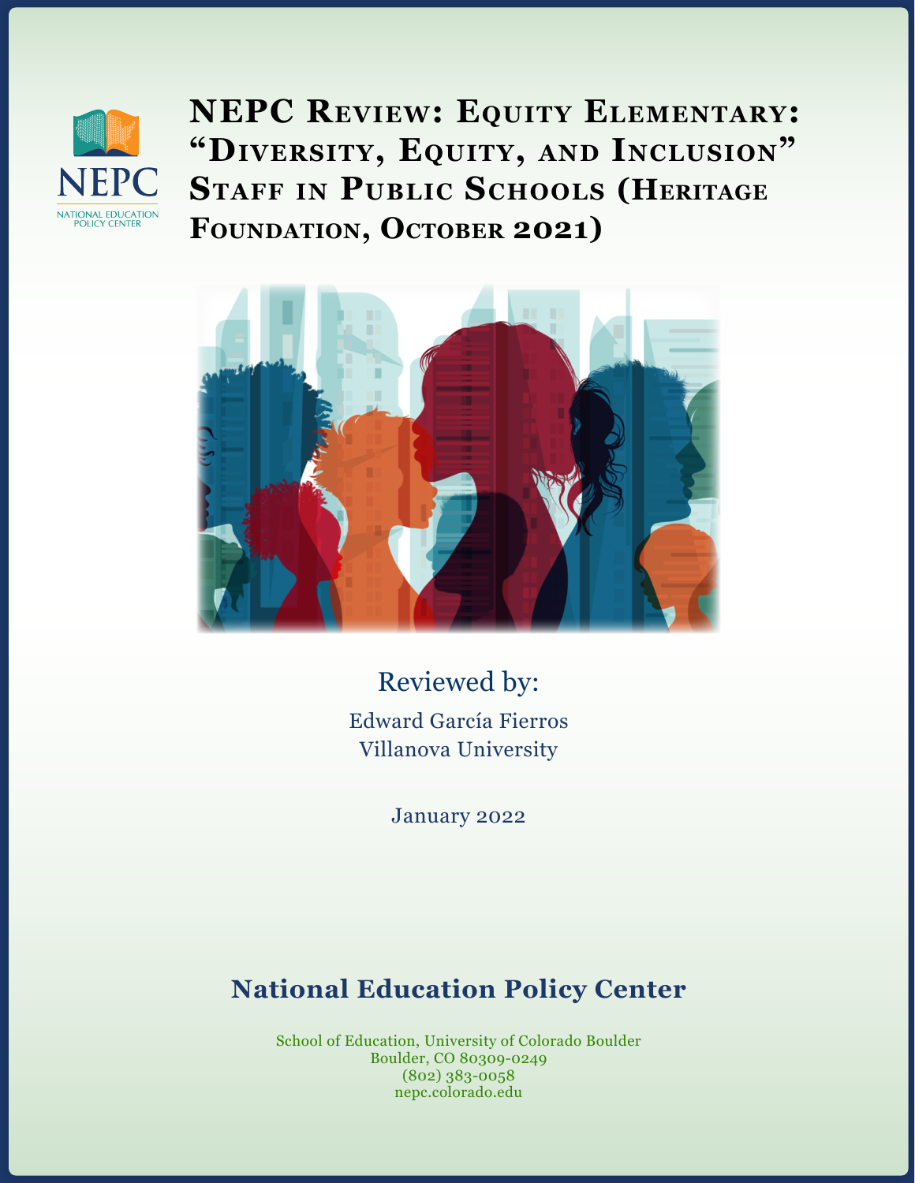# NEPC Review: Equity Elementary: "Diversity, Equity, and Inclusion" Staff in Public Schools (Heritage Foundation, October 2021)

Reviewed by:

Edward García Fierros
Villanova University

January 2022

**National Education Policy Center**

School of Education, University of Colorado Boulder
Boulder, CO 80309-0249
(802) 383-0058
nepc.colorado.edu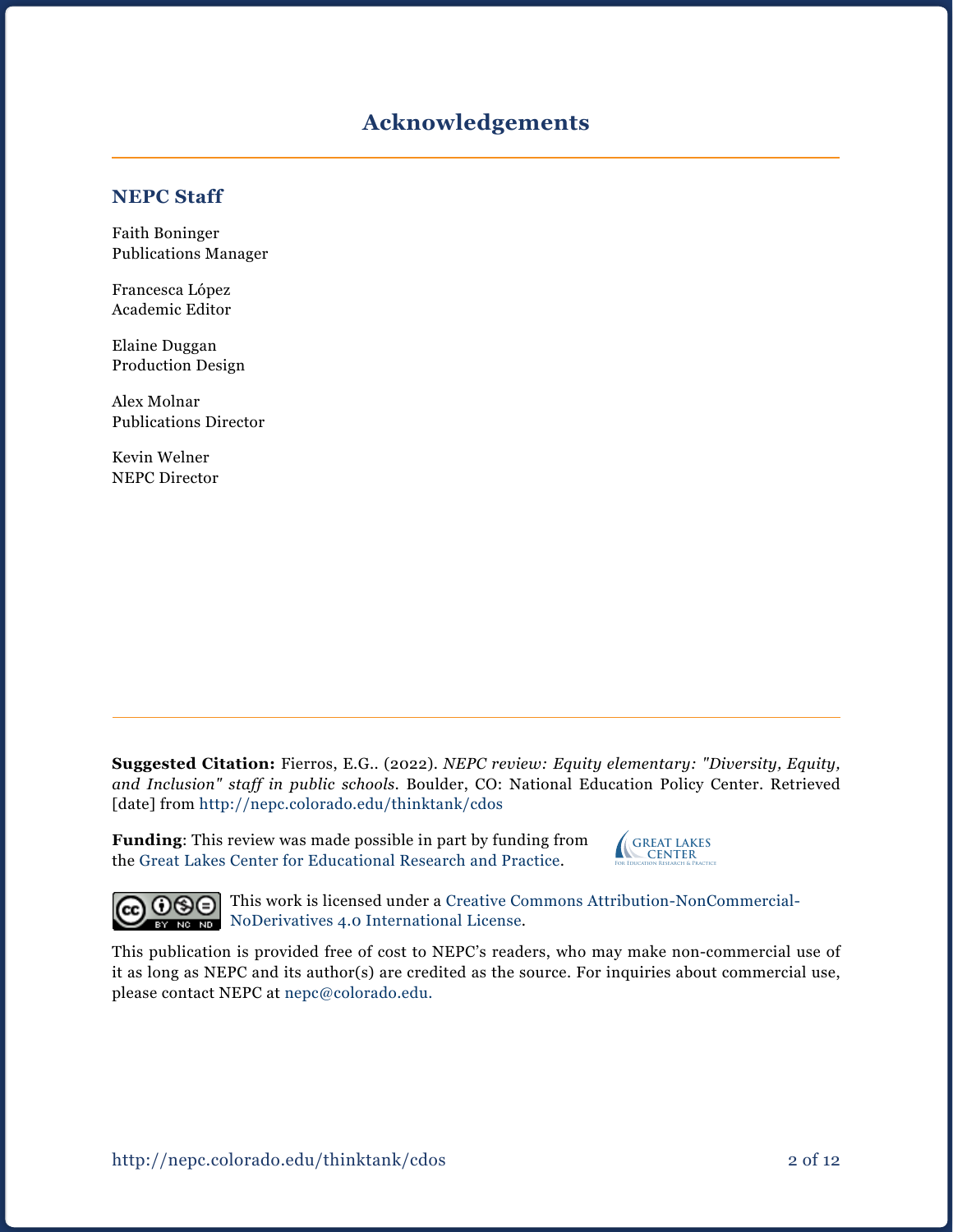# Acknowledgements

## NEPC Staff

Faith Boninger
Publications Manager

Francesca López
Academic Editor

Elaine Duggan
Production Design

Alex Molnar
Publications Director

Kevin Welner
NEPC Director

---

**Suggested Citation:** Fierros, E.G.. (2022). *NEPC review: Equity elementary: "Diversity, Equity, and Inclusion" staff in public schools*. Boulder, CO: National Education Policy Center. Retrieved [date] from http://nepc.colorado.edu/thinktank/cdos

**Funding**: This review was made possible in part by funding from the Great Lakes Center for Educational Research and Practice.

This work is licensed under a Creative Commons Attribution-NonCommercial-NoDerivatives 4.0 International License.

This publication is provided free of cost to NEPC's readers, who may make non-commercial use of it as long as NEPC and its author(s) are credited as the source. For inquiries about commercial use, please contact NEPC at nepc@colorado.edu.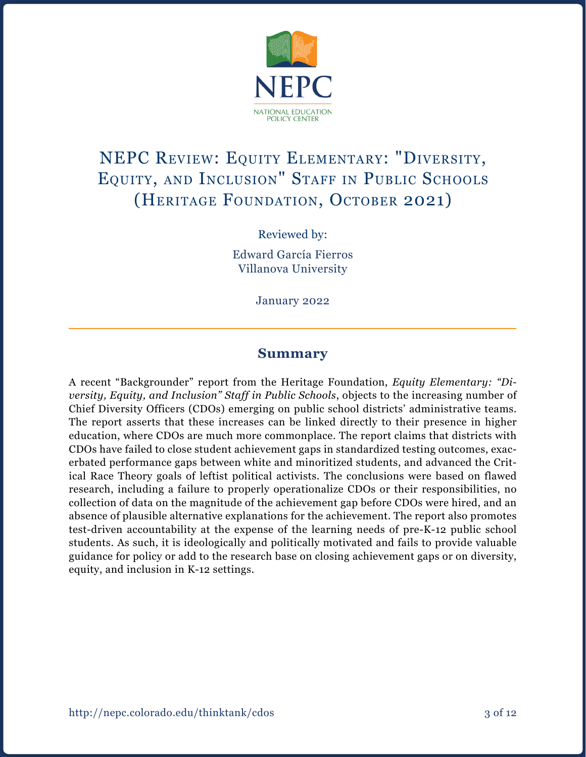NEPC

NATIONAL EDUCATION POLICY CENTER

# NEPC Review: Equity Elementary: "Diversity, Equity, and Inclusion" Staff in Public Schools (Heritage Foundation, October 2021)

Reviewed by:

Edward García Fierros
Villanova University

January 2022

## Summary

A recent "Backgrounder" report from the Heritage Foundation, *Equity Elementary: "Diversity, Equity, and Inclusion" Staff in Public Schools*, objects to the increasing number of Chief Diversity Officers (CDOs) emerging on public school districts' administrative teams. The report asserts that these increases can be linked directly to their presence in higher education, where CDOs are much more commonplace. The report claims that districts with CDOs have failed to close student achievement gaps in standardized testing outcomes, exacerbated performance gaps between white and minoritized students, and advanced the Critical Race Theory goals of leftist political activists. The conclusions were based on flawed research, including a failure to properly operationalize CDOs or their responsibilities, no collection of data on the magnitude of the achievement gap before CDOs were hired, and an absence of plausible alternative explanations for the achievement. The report also promotes test-driven accountability at the expense of the learning needs of pre-K-12 public school students. As such, it is ideologically and politically motivated and fails to provide valuable guidance for policy or add to the research base on closing achievement gaps or on diversity, equity, and inclusion in K-12 settings.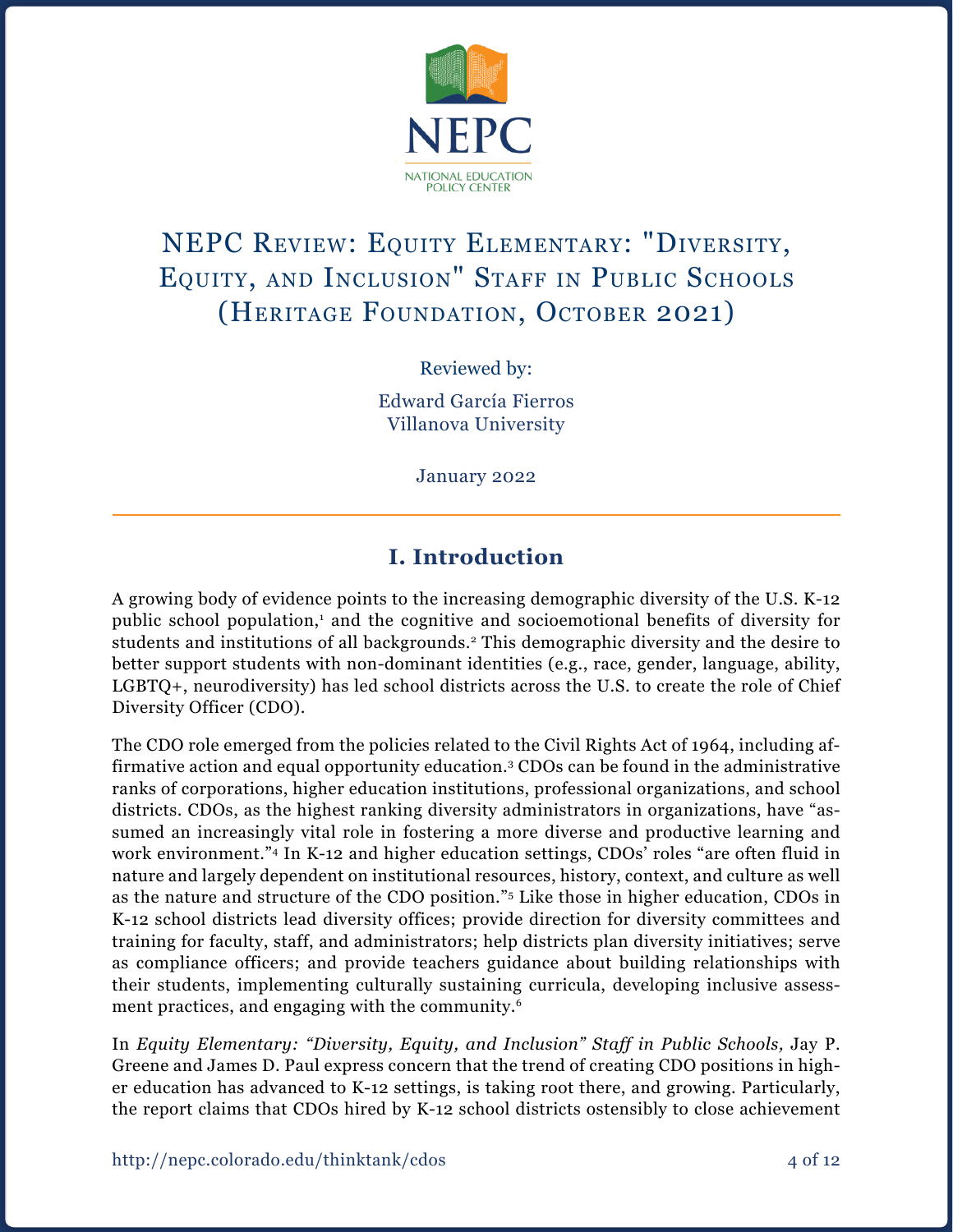# NEPC Review: Equity Elementary: "Diversity, Equity, and Inclusion" Staff in Public Schools (Heritage Foundation, October 2021)

Reviewed by:

Edward García Fierros
Villanova University

January 2022

## I. Introduction

A growing body of evidence points to the increasing demographic diversity of the U.S. K-12 public school population,[1] and the cognitive and socioemotional benefits of diversity for students and institutions of all backgrounds.[2] This demographic diversity and the desire to better support students with non-dominant identities (e.g., race, gender, language, ability, LGBTQ+, neurodiversity) has led school districts across the U.S. to create the role of Chief Diversity Officer (CDO).

The CDO role emerged from the policies related to the Civil Rights Act of 1964, including affirmative action and equal opportunity education.[3] CDOs can be found in the administrative ranks of corporations, higher education institutions, professional organizations, and school districts. CDOs, as the highest ranking diversity administrators in organizations, have "assumed an increasingly vital role in fostering a more diverse and productive learning and work environment."[4] In K-12 and higher education settings, CDOs' roles "are often fluid in nature and largely dependent on institutional resources, history, context, and culture as well as the nature and structure of the CDO position."[5] Like those in higher education, CDOs in K-12 school districts lead diversity offices; provide direction for diversity committees and training for faculty, staff, and administrators; help districts plan diversity initiatives; serve as compliance officers; and provide teachers guidance about building relationships with their students, implementing culturally sustaining curricula, developing inclusive assessment practices, and engaging with the community.[6]

In *Equity Elementary: "Diversity, Equity, and Inclusion" Staff in Public Schools,* Jay P. Greene and James D. Paul express concern that the trend of creating CDO positions in higher education has advanced to K-12 settings, is taking root there, and growing. Particularly, the report claims that CDOs hired by K-12 school districts ostensibly to close achievement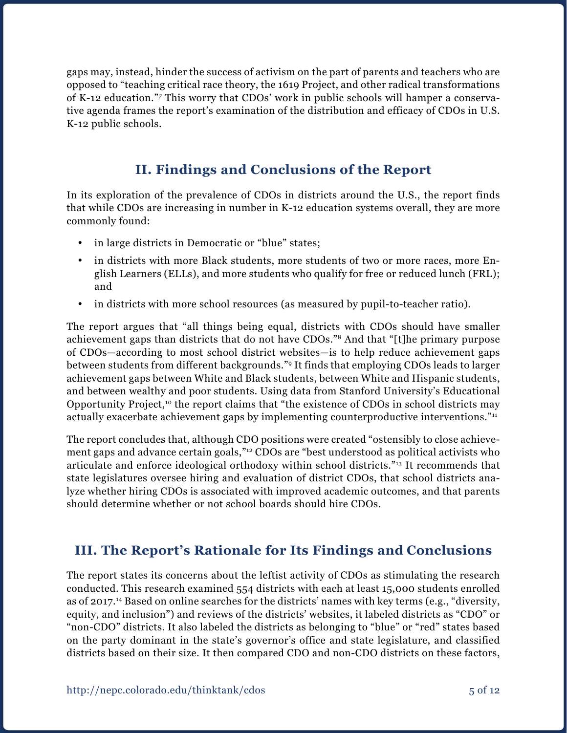gaps may, instead, hinder the success of activism on the part of parents and teachers who are opposed to "teaching critical race theory, the 1619 Project, and other radical transformations of K-12 education."[7] This worry that CDOs' work in public schools will hamper a conservative agenda frames the report's examination of the distribution and efficacy of CDOs in U.S. K-12 public schools.

## II. Findings and Conclusions of the Report

In its exploration of the prevalence of CDOs in districts around the U.S., the report finds that while CDOs are increasing in number in K-12 education systems overall, they are more commonly found:

- in large districts in Democratic or "blue" states;
- in districts with more Black students, more students of two or more races, more English Learners (ELLs), and more students who qualify for free or reduced lunch (FRL); and
- in districts with more school resources (as measured by pupil-to-teacher ratio).

The report argues that "all things being equal, districts with CDOs should have smaller achievement gaps than districts that do not have CDOs."[8] And that "[t]he primary purpose of CDOs—according to most school district websites—is to help reduce achievement gaps between students from different backgrounds."[9] It finds that employing CDOs leads to larger achievement gaps between White and Black students, between White and Hispanic students, and between wealthy and poor students. Using data from Stanford University's Educational Opportunity Project,[10] the report claims that "the existence of CDOs in school districts may actually exacerbate achievement gaps by implementing counterproductive interventions."[11]

The report concludes that, although CDO positions were created "ostensibly to close achievement gaps and advance certain goals,"[12] CDOs are "best understood as political activists who articulate and enforce ideological orthodoxy within school districts."[13] It recommends that state legislatures oversee hiring and evaluation of district CDOs, that school districts analyze whether hiring CDOs is associated with improved academic outcomes, and that parents should determine whether or not school boards should hire CDOs.

## III. The Report's Rationale for Its Findings and Conclusions

The report states its concerns about the leftist activity of CDOs as stimulating the research conducted. This research examined 554 districts with each at least 15,000 students enrolled as of 2017.[14] Based on online searches for the districts' names with key terms (e.g., "diversity, equity, and inclusion") and reviews of the districts' websites, it labeled districts as "CDO" or "non-CDO" districts. It also labeled the districts as belonging to "blue" or "red" states based on the party dominant in the state's governor's office and state legislature, and classified districts based on their size. It then compared CDO and non-CDO districts on these factors,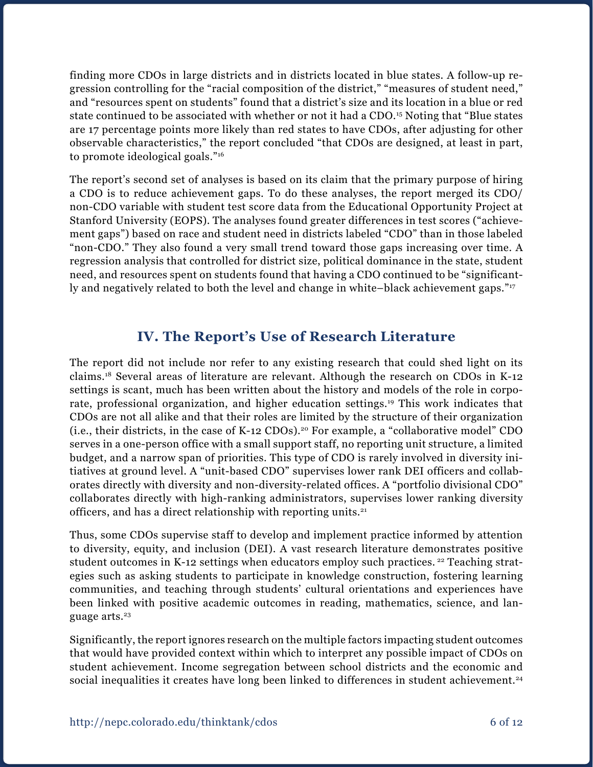finding more CDOs in large districts and in districts located in blue states. A follow-up regression controlling for the "racial composition of the district," "measures of student need," and "resources spent on students" found that a district's size and its location in a blue or red state continued to be associated with whether or not it had a CDO.[15] Noting that "Blue states are 17 percentage points more likely than red states to have CDOs, after adjusting for other observable characteristics," the report concluded "that CDOs are designed, at least in part, to promote ideological goals."[16]

The report's second set of analyses is based on its claim that the primary purpose of hiring a CDO is to reduce achievement gaps. To do these analyses, the report merged its CDO/non-CDO variable with student test score data from the Educational Opportunity Project at Stanford University (EOPS). The analyses found greater differences in test scores ("achievement gaps") based on race and student need in districts labeled "CDO" than in those labeled "non-CDO." They also found a very small trend toward those gaps increasing over time. A regression analysis that controlled for district size, political dominance in the state, student need, and resources spent on students found that having a CDO continued to be "significantly and negatively related to both the level and change in white–black achievement gaps."[17]

## IV. The Report's Use of Research Literature

The report did not include nor refer to any existing research that could shed light on its claims.[18] Several areas of literature are relevant. Although the research on CDOs in K-12 settings is scant, much has been written about the history and models of the role in corporate, professional organization, and higher education settings.[19] This work indicates that CDOs are not all alike and that their roles are limited by the structure of their organization (i.e., their districts, in the case of K-12 CDOs).[20] For example, a "collaborative model" CDO serves in a one-person office with a small support staff, no reporting unit structure, a limited budget, and a narrow span of priorities. This type of CDO is rarely involved in diversity initiatives at ground level. A "unit-based CDO" supervises lower rank DEI officers and collaborates directly with diversity and non-diversity-related offices. A "portfolio divisional CDO" collaborates directly with high-ranking administrators, supervises lower ranking diversity officers, and has a direct relationship with reporting units.[21]

Thus, some CDOs supervise staff to develop and implement practice informed by attention to diversity, equity, and inclusion (DEI). A vast research literature demonstrates positive student outcomes in K-12 settings when educators employ such practices.[22] Teaching strategies such as asking students to participate in knowledge construction, fostering learning communities, and teaching through students' cultural orientations and experiences have been linked with positive academic outcomes in reading, mathematics, science, and language arts.[23]

Significantly, the report ignores research on the multiple factors impacting student outcomes that would have provided context within which to interpret any possible impact of CDOs on student achievement. Income segregation between school districts and the economic and social inequalities it creates have long been linked to differences in student achievement.[24]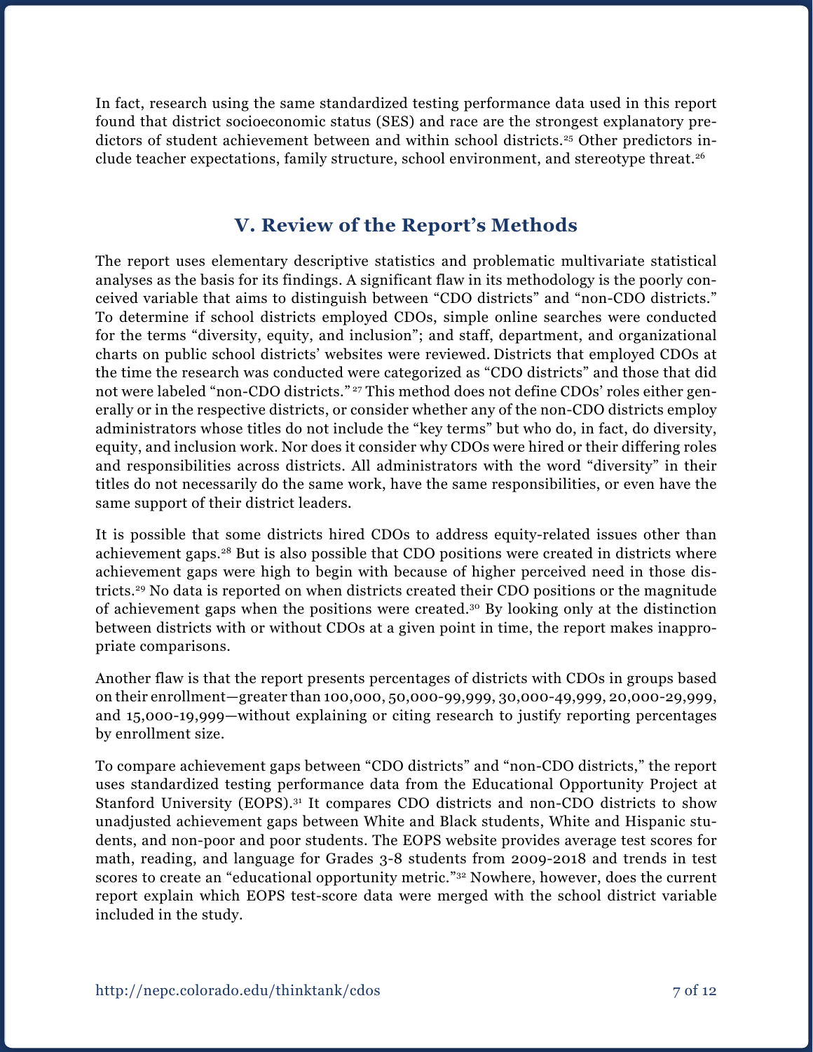In fact, research using the same standardized testing performance data used in this report found that district socioeconomic status (SES) and race are the strongest explanatory predictors of student achievement between and within school districts.[25] Other predictors include teacher expectations, family structure, school environment, and stereotype threat.[26]

## V. Review of the Report's Methods

The report uses elementary descriptive statistics and problematic multivariate statistical analyses as the basis for its findings. A significant flaw in its methodology is the poorly conceived variable that aims to distinguish between "CDO districts" and "non-CDO districts." To determine if school districts employed CDOs, simple online searches were conducted for the terms "diversity, equity, and inclusion"; and staff, department, and organizational charts on public school districts' websites were reviewed. Districts that employed CDOs at the time the research was conducted were categorized as "CDO districts" and those that did not were labeled "non-CDO districts."[27] This method does not define CDOs' roles either generally or in the respective districts, or consider whether any of the non-CDO districts employ administrators whose titles do not include the "key terms" but who do, in fact, do diversity, equity, and inclusion work. Nor does it consider why CDOs were hired or their differing roles and responsibilities across districts. All administrators with the word "diversity" in their titles do not necessarily do the same work, have the same responsibilities, or even have the same support of their district leaders.

It is possible that some districts hired CDOs to address equity-related issues other than achievement gaps.[28] But is also possible that CDO positions were created in districts where achievement gaps were high to begin with because of higher perceived need in those districts.[29] No data is reported on when districts created their CDO positions or the magnitude of achievement gaps when the positions were created.[30] By looking only at the distinction between districts with or without CDOs at a given point in time, the report makes inappropriate comparisons.

Another flaw is that the report presents percentages of districts with CDOs in groups based on their enrollment—greater than 100,000, 50,000-99,999, 30,000-49,999, 20,000-29,999, and 15,000-19,999—without explaining or citing research to justify reporting percentages by enrollment size.

To compare achievement gaps between "CDO districts" and "non-CDO districts," the report uses standardized testing performance data from the Educational Opportunity Project at Stanford University (EOPS).[31] It compares CDO districts and non-CDO districts to show unadjusted achievement gaps between White and Black students, White and Hispanic students, and non-poor and poor students. The EOPS website provides average test scores for math, reading, and language for Grades 3-8 students from 2009-2018 and trends in test scores to create an "educational opportunity metric."[32] Nowhere, however, does the current report explain which EOPS test-score data were merged with the school district variable included in the study.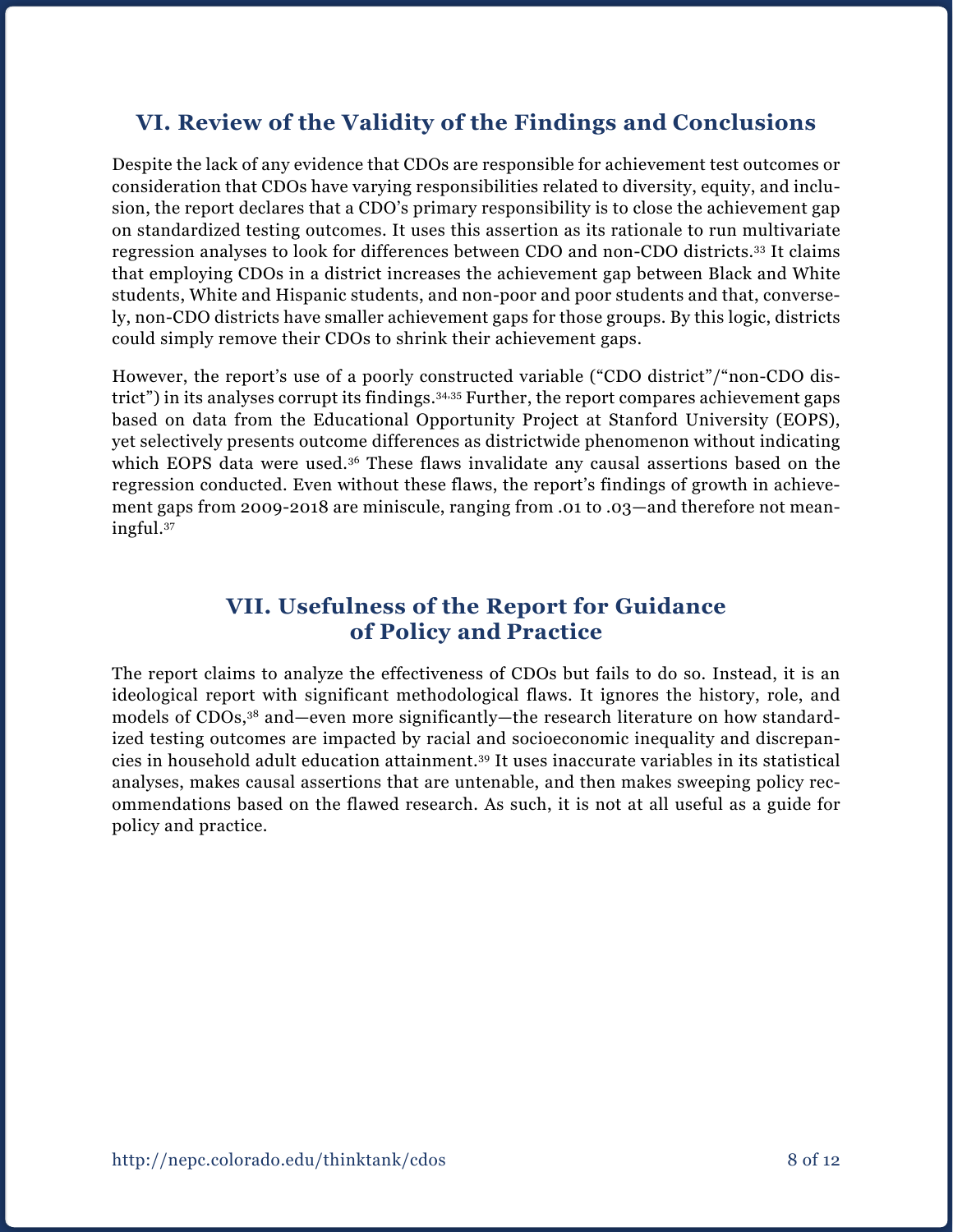## VI. Review of the Validity of the Findings and Conclusions

Despite the lack of any evidence that CDOs are responsible for achievement test outcomes or consideration that CDOs have varying responsibilities related to diversity, equity, and inclusion, the report declares that a CDO's primary responsibility is to close the achievement gap on standardized testing outcomes. It uses this assertion as its rationale to run multivariate regression analyses to look for differences between CDO and non-CDO districts.[33] It claims that employing CDOs in a district increases the achievement gap between Black and White students, White and Hispanic students, and non-poor and poor students and that, conversely, non-CDO districts have smaller achievement gaps for those groups. By this logic, districts could simply remove their CDOs to shrink their achievement gaps.

However, the report's use of a poorly constructed variable ("CDO district"/"non-CDO district") in its analyses corrupt its findings.[34,35] Further, the report compares achievement gaps based on data from the Educational Opportunity Project at Stanford University (EOPS), yet selectively presents outcome differences as districtwide phenomenon without indicating which EOPS data were used.[36] These flaws invalidate any causal assertions based on the regression conducted. Even without these flaws, the report's findings of growth in achievement gaps from 2009-2018 are miniscule, ranging from .01 to .03—and therefore not meaningful.[37]

## VII. Usefulness of the Report for Guidance of Policy and Practice

The report claims to analyze the effectiveness of CDOs but fails to do so. Instead, it is an ideological report with significant methodological flaws. It ignores the history, role, and models of CDOs,[38] and—even more significantly—the research literature on how standardized testing outcomes are impacted by racial and socioeconomic inequality and discrepancies in household adult education attainment.[39] It uses inaccurate variables in its statistical analyses, makes causal assertions that are untenable, and then makes sweeping policy recommendations based on the flawed research. As such, it is not at all useful as a guide for policy and practice.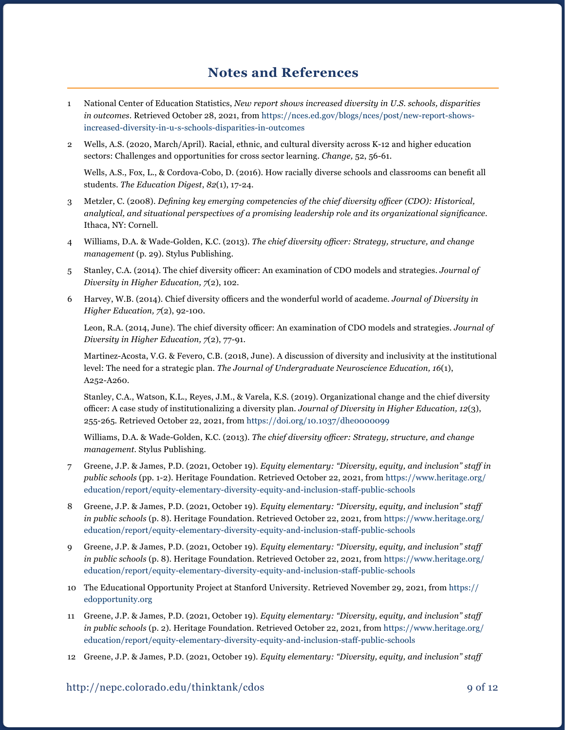# Notes and References

1 National Center of Education Statistics, *New report shows increased diversity in U.S. schools, disparities in outcomes*. Retrieved October 28, 2021, from https://nces.ed.gov/blogs/nces/post/new-report-shows-increased-diversity-in-u-s-schools-disparities-in-outcomes

2 Wells, A.S. (2020, March/April). Racial, ethnic, and cultural diversity across K-12 and higher education sectors: Challenges and opportunities for cross sector learning. *Change,* 52, 56-61.

Wells, A.S., Fox, L., & Cordova-Cobo, D. (2016). How racially diverse schools and classrooms can benefit all students. *The Education Digest*, *82*(1), 17-24.

3 Metzler, C. (2008). *Defining key emerging competencies of the chief diversity officer (CDO): Historical, analytical, and situational perspectives of a promising leadership role and its organizational significance*. Ithaca, NY: Cornell.

4 Williams, D.A. & Wade-Golden, K.C. (2013). *The chief diversity officer: Strategy, structure, and change management* (p. 29). Stylus Publishing.

5 Stanley, C.A. (2014). The chief diversity officer: An examination of CDO models and strategies. *Journal of Diversity in Higher Education, 7*(2), 102.

6 Harvey, W.B. (2014). Chief diversity officers and the wonderful world of academe. *Journal of Diversity in Higher Education, 7*(2), 92-100.

Leon, R.A. (2014, June). The chief diversity officer: An examination of CDO models and strategies. *Journal of Diversity in Higher Education, 7*(2), 77-91.

Martinez-Acosta, V.G. & Fevero, C.B. (2018, June). A discussion of diversity and inclusivity at the institutional level: The need for a strategic plan. *The Journal of Undergraduate Neuroscience Education, 16*(1), A252-A260.

Stanley, C.A., Watson, K.L., Reyes, J.M., & Varela, K.S. (2019). Organizational change and the chief diversity officer: A case study of institutionalizing a diversity plan. *Journal of Diversity in Higher Education, 12*(3), 255-265. Retrieved October 22, 2021, from https://doi.org/10.1037/dhe0000099

Williams, D.A. & Wade-Golden, K.C. (2013). *The chief diversity officer: Strategy, structure, and change management*. Stylus Publishing.

7 Greene, J.P. & James, P.D. (2021, October 19). *Equity elementary: "Diversity, equity, and inclusion" staff in public schools* (pp. 1-2). Heritage Foundation. Retrieved October 22, 2021, from https://www.heritage.org/education/report/equity-elementary-diversity-equity-and-inclusion-staff-public-schools

8 Greene, J.P. & James, P.D. (2021, October 19). *Equity elementary: "Diversity, equity, and inclusion" staff in public schools* (p. 8). Heritage Foundation. Retrieved October 22, 2021, from https://www.heritage.org/education/report/equity-elementary-diversity-equity-and-inclusion-staff-public-schools

9 Greene, J.P. & James, P.D. (2021, October 19). *Equity elementary: "Diversity, equity, and inclusion" staff in public schools* (p. 8). Heritage Foundation. Retrieved October 22, 2021, from https://www.heritage.org/education/report/equity-elementary-diversity-equity-and-inclusion-staff-public-schools

10 The Educational Opportunity Project at Stanford University. Retrieved November 29, 2021, from https://edopportunity.org

11 Greene, J.P. & James, P.D. (2021, October 19). *Equity elementary: "Diversity, equity, and inclusion" staff in public schools* (p. 2). Heritage Foundation. Retrieved October 22, 2021, from https://www.heritage.org/education/report/equity-elementary-diversity-equity-and-inclusion-staff-public-schools

12 Greene, J.P. & James, P.D. (2021, October 19). *Equity elementary: "Diversity, equity, and inclusion" staff*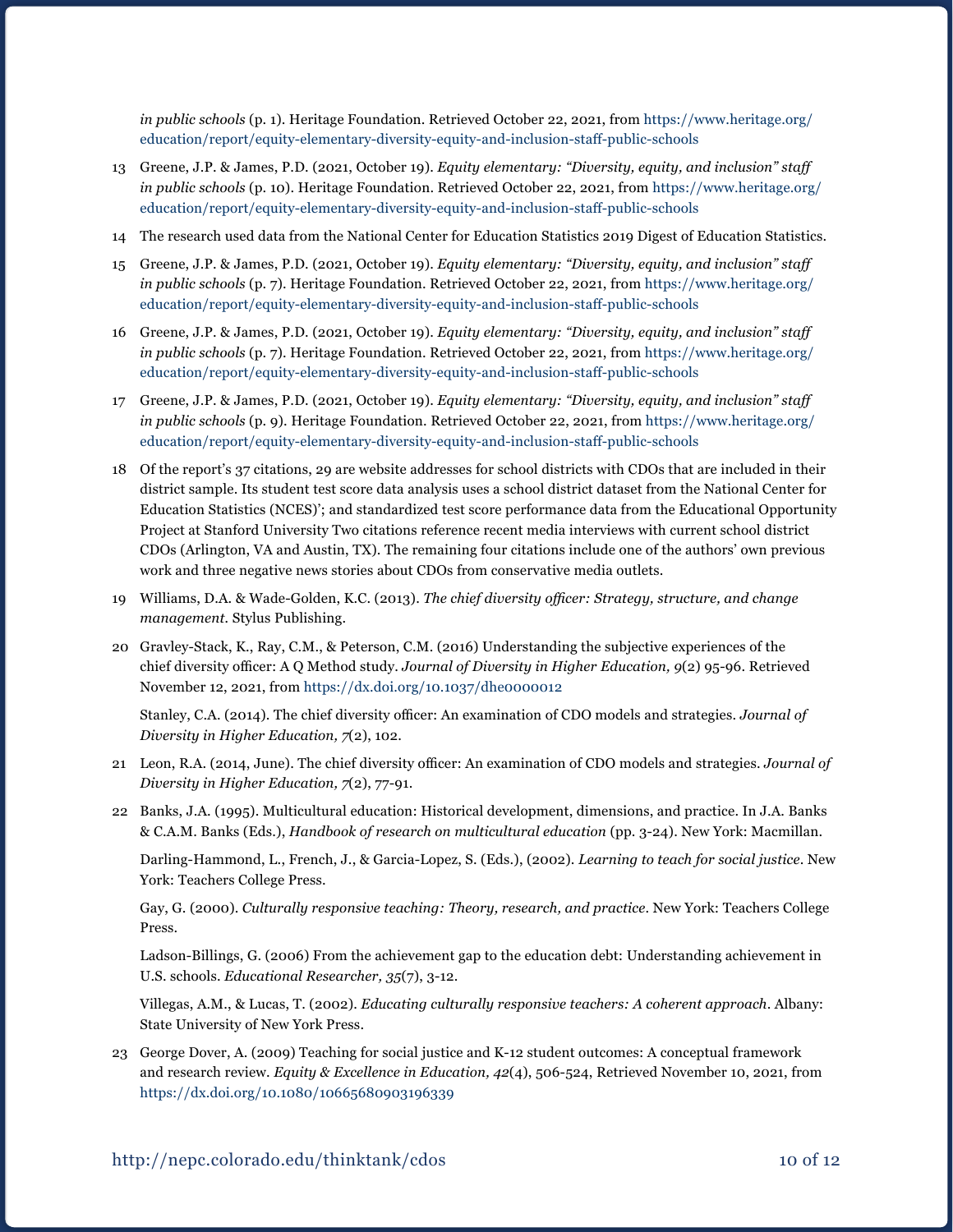*in public schools* (p. 1). Heritage Foundation. Retrieved October 22, 2021, from https://www.heritage.org/education/report/equity-elementary-diversity-equity-and-inclusion-staff-public-schools

13 Greene, J.P. & James, P.D. (2021, October 19). *Equity elementary: "Diversity, equity, and inclusion" staff in public schools* (p. 10). Heritage Foundation. Retrieved October 22, 2021, from https://www.heritage.org/education/report/equity-elementary-diversity-equity-and-inclusion-staff-public-schools

14 The research used data from the National Center for Education Statistics 2019 Digest of Education Statistics.

15 Greene, J.P. & James, P.D. (2021, October 19). *Equity elementary: "Diversity, equity, and inclusion" staff in public schools* (p. 7). Heritage Foundation. Retrieved October 22, 2021, from https://www.heritage.org/education/report/equity-elementary-diversity-equity-and-inclusion-staff-public-schools

16 Greene, J.P. & James, P.D. (2021, October 19). *Equity elementary: "Diversity, equity, and inclusion" staff in public schools* (p. 7). Heritage Foundation. Retrieved October 22, 2021, from https://www.heritage.org/education/report/equity-elementary-diversity-equity-and-inclusion-staff-public-schools

17 Greene, J.P. & James, P.D. (2021, October 19). *Equity elementary: "Diversity, equity, and inclusion" staff in public schools* (p. 9). Heritage Foundation. Retrieved October 22, 2021, from https://www.heritage.org/education/report/equity-elementary-diversity-equity-and-inclusion-staff-public-schools

18 Of the report's 37 citations, 29 are website addresses for school districts with CDOs that are included in their district sample. Its student test score data analysis uses a school district dataset from the National Center for Education Statistics (NCES)'; and standardized test score performance data from the Educational Opportunity Project at Stanford University Two citations reference recent media interviews with current school district CDOs (Arlington, VA and Austin, TX). The remaining four citations include one of the authors' own previous work and three negative news stories about CDOs from conservative media outlets.

19 Williams, D.A. & Wade-Golden, K.C. (2013). *The chief diversity officer: Strategy, structure, and change management*. Stylus Publishing.

20 Gravley-Stack, K., Ray, C.M., & Peterson, C.M. (2016) Understanding the subjective experiences of the chief diversity officer: A Q Method study. *Journal of Diversity in Higher Education, 9*(2) 95-96. Retrieved November 12, 2021, from https://dx.doi.org/10.1037/dhe0000012

Stanley, C.A. (2014). The chief diversity officer: An examination of CDO models and strategies. *Journal of Diversity in Higher Education, 7*(2), 102.

21 Leon, R.A. (2014, June). The chief diversity officer: An examination of CDO models and strategies. *Journal of Diversity in Higher Education, 7*(2), 77-91.

22 Banks, J.A. (1995). Multicultural education: Historical development, dimensions, and practice. In J.A. Banks & C.A.M. Banks (Eds.), *Handbook of research on multicultural education* (pp. 3-24). New York: Macmillan.

Darling-Hammond, L., French, J., & Garcia-Lopez, S. (Eds.), (2002). *Learning to teach for social justice*. New York: Teachers College Press.

Gay, G. (2000). *Culturally responsive teaching: Theory, research, and practice*. New York: Teachers College Press.

Ladson-Billings, G. (2006) From the achievement gap to the education debt: Understanding achievement in U.S. schools. *Educational Researcher, 35*(7), 3-12.

Villegas, A.M., & Lucas, T. (2002). *Educating culturally responsive teachers: A coherent approach*. Albany: State University of New York Press.

23 George Dover, A. (2009) Teaching for social justice and K-12 student outcomes: A conceptual framework and research review. *Equity & Excellence in Education, 42*(4), 506-524, Retrieved November 10, 2021, from https://dx.doi.org/10.1080/10665680903196339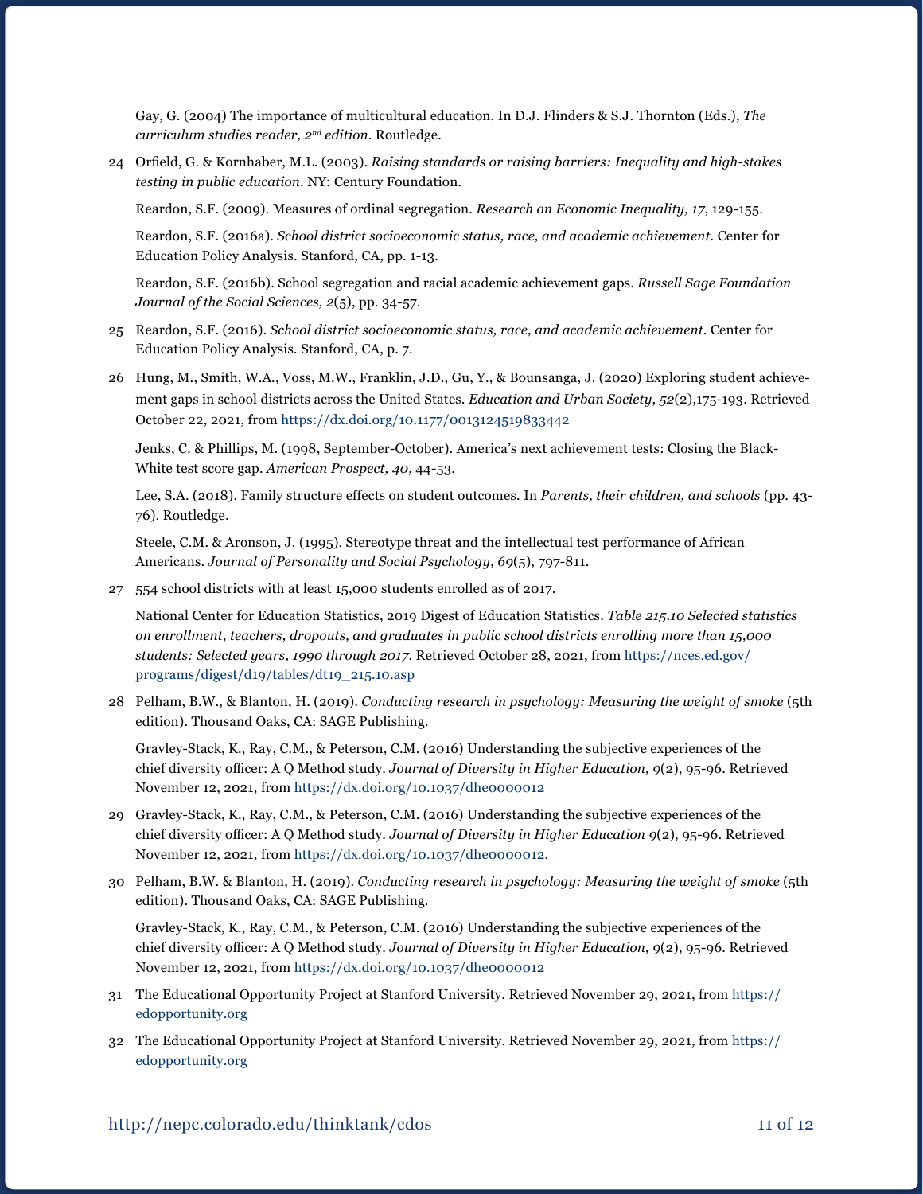Gay, G. (2004) The importance of multicultural education. In D.J. Flinders & S.J. Thornton (Eds.), *The curriculum studies reader, 2nd edition*. Routledge.

24 Orfield, G. & Kornhaber, M.L. (2003). *Raising standards or raising barriers: Inequality and high-stakes testing in public education*. NY: Century Foundation.

Reardon, S.F. (2009). Measures of ordinal segregation. *Research on Economic Inequality, 17*, 129-155.

Reardon, S.F. (2016a). *School district socioeconomic status, race, and academic achievement*. Center for Education Policy Analysis. Stanford, CA, pp. 1-13.

Reardon, S.F. (2016b). School segregation and racial academic achievement gaps. *Russell Sage Foundation Journal of the Social Sciences, 2*(5), pp. 34-57.

25 Reardon, S.F. (2016). *School district socioeconomic status, race, and academic achievement*. Center for Education Policy Analysis. Stanford, CA, p. 7.

26 Hung, M., Smith, W.A., Voss, M.W., Franklin, J.D., Gu, Y., & Bounsanga, J. (2020) Exploring student achievement gaps in school districts across the United States. *Education and Urban Society*, *52*(2),175-193. Retrieved October 22, 2021, from https://dx.doi.org/10.1177/0013124519833442

Jenks, C. & Phillips, M. (1998, September-October). America's next achievement tests: Closing the Black-White test score gap. *American Prospect, 40*, 44-53.

Lee, S.A. (2018). Family structure effects on student outcomes. In *Parents, their children, and schools* (pp. 43-76). Routledge.

Steele, C.M. & Aronson, J. (1995). Stereotype threat and the intellectual test performance of African Americans. *Journal of Personality and Social Psychology, 69*(5), 797-811.

27 554 school districts with at least 15,000 students enrolled as of 2017.

National Center for Education Statistics, 2019 Digest of Education Statistics. *Table 215.10 Selected statistics on enrollment, teachers, dropouts, and graduates in public school districts enrolling more than 15,000 students: Selected years, 1990 through 2017*. Retrieved October 28, 2021, from https://nces.ed.gov/programs/digest/d19/tables/dt19_215.10.asp

28 Pelham, B.W., & Blanton, H. (2019). *Conducting research in psychology: Measuring the weight of smoke* (5th edition). Thousand Oaks, CA: SAGE Publishing.

Gravley-Stack, K., Ray, C.M., & Peterson, C.M. (2016) Understanding the subjective experiences of the chief diversity officer: A Q Method study. *Journal of Diversity in Higher Education, 9*(2), 95-96. Retrieved November 12, 2021, from https://dx.doi.org/10.1037/dhe0000012

29 Gravley-Stack, K., Ray, C.M., & Peterson, C.M. (2016) Understanding the subjective experiences of the chief diversity officer: A Q Method study. *Journal of Diversity in Higher Education 9*(2), 95-96. Retrieved November 12, 2021, from https://dx.doi.org/10.1037/dhe0000012.

30 Pelham, B.W. & Blanton, H. (2019). *Conducting research in psychology: Measuring the weight of smoke* (5th edition). Thousand Oaks, CA: SAGE Publishing.

Gravley-Stack, K., Ray, C.M., & Peterson, C.M. (2016) Understanding the subjective experiences of the chief diversity officer: A Q Method study. *Journal of Diversity in Higher Education, 9*(2), 95-96. Retrieved November 12, 2021, from https://dx.doi.org/10.1037/dhe0000012

31 The Educational Opportunity Project at Stanford University. Retrieved November 29, 2021, from https://edopportunity.org

32 The Educational Opportunity Project at Stanford University. Retrieved November 29, 2021, from https://edopportunity.org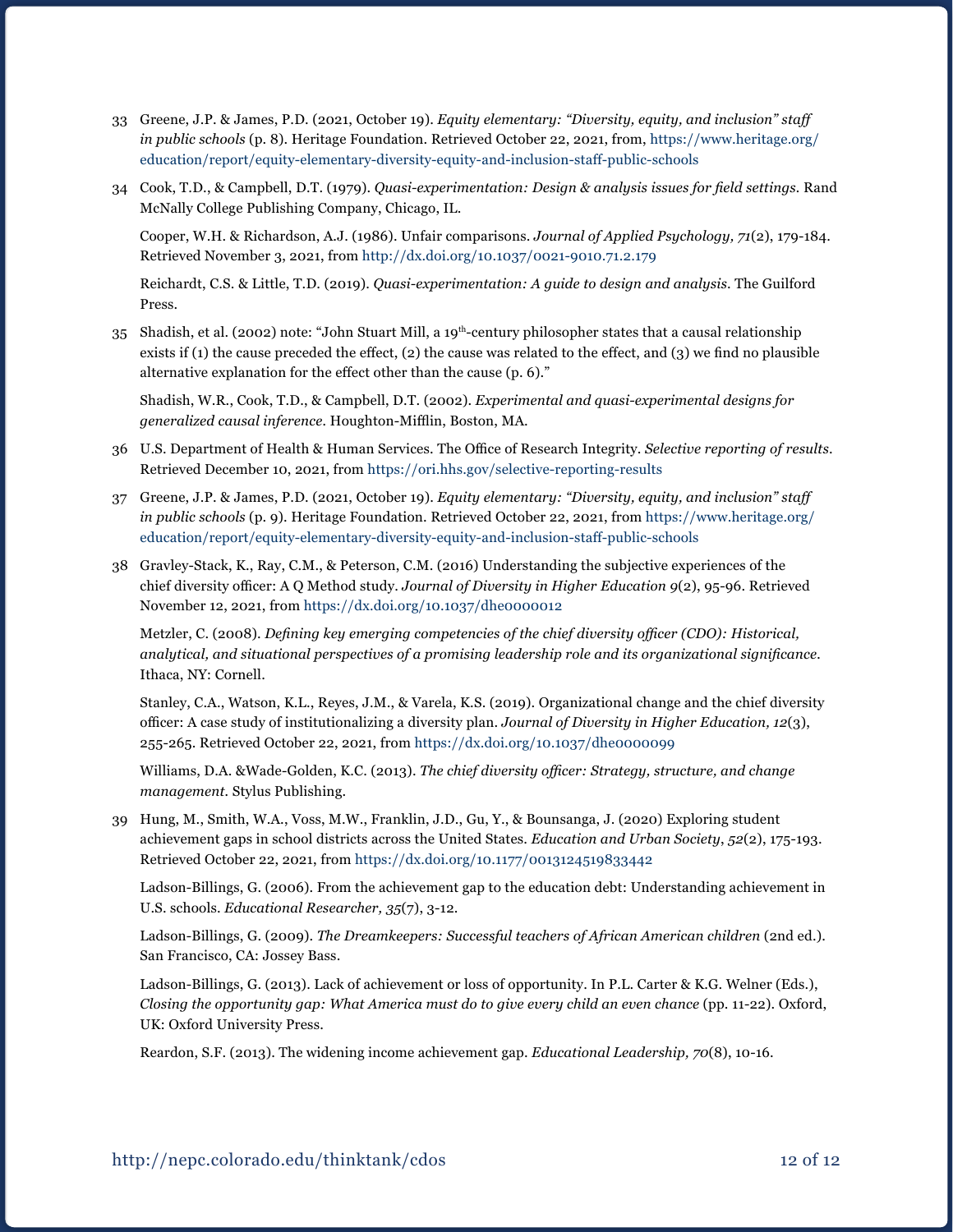33 Greene, J.P. & James, P.D. (2021, October 19). *Equity elementary: "Diversity, equity, and inclusion" staff in public schools* (p. 8). Heritage Foundation. Retrieved October 22, 2021, from, https://www.heritage.org/education/report/equity-elementary-diversity-equity-and-inclusion-staff-public-schools

34 Cook, T.D., & Campbell, D.T. (1979). *Quasi-experimentation: Design & analysis issues for field settings.* Rand McNally College Publishing Company, Chicago, IL.

Cooper, W.H. & Richardson, A.J. (1986). Unfair comparisons. *Journal of Applied Psychology, 71*(2), 179-184. Retrieved November 3, 2021, from http://dx.doi.org/10.1037/0021-9010.71.2.179

Reichardt, C.S. & Little, T.D. (2019). *Quasi-experimentation: A guide to design and analysis.* The Guilford Press.

35 Shadish, et al. (2002) note: "John Stuart Mill, a 19th-century philosopher states that a causal relationship exists if (1) the cause preceded the effect, (2) the cause was related to the effect, and (3) we find no plausible alternative explanation for the effect other than the cause (p. 6)."

Shadish, W.R., Cook, T.D., & Campbell, D.T. (2002). *Experimental and quasi-experimental designs for generalized causal inference.* Houghton-Mifflin, Boston, MA.

36 U.S. Department of Health & Human Services. The Office of Research Integrity. *Selective reporting of results.* Retrieved December 10, 2021, from https://ori.hhs.gov/selective-reporting-results

37 Greene, J.P. & James, P.D. (2021, October 19). *Equity elementary: "Diversity, equity, and inclusion" staff in public schools* (p. 9). Heritage Foundation. Retrieved October 22, 2021, from https://www.heritage.org/education/report/equity-elementary-diversity-equity-and-inclusion-staff-public-schools

38 Gravley-Stack, K., Ray, C.M., & Peterson, C.M. (2016) Understanding the subjective experiences of the chief diversity officer: A Q Method study. *Journal of Diversity in Higher Education 9*(2), 95-96. Retrieved November 12, 2021, from https://dx.doi.org/10.1037/dhe0000012

Metzler, C. (2008). *Defining key emerging competencies of the chief diversity officer (CDO): Historical, analytical, and situational perspectives of a promising leadership role and its organizational significance.* Ithaca, NY: Cornell.

Stanley, C.A., Watson, K.L., Reyes, J.M., & Varela, K.S. (2019). Organizational change and the chief diversity officer: A case study of institutionalizing a diversity plan. *Journal of Diversity in Higher Education, 12*(3), 255-265. Retrieved October 22, 2021, from https://dx.doi.org/10.1037/dhe0000099

Williams, D.A. &Wade-Golden, K.C. (2013). *The chief diversity officer: Strategy, structure, and change management.* Stylus Publishing.

39 Hung, M., Smith, W.A., Voss, M.W., Franklin, J.D., Gu, Y., & Bounsanga, J. (2020) Exploring student achievement gaps in school districts across the United States. *Education and Urban Society*, *52*(2), 175-193. Retrieved October 22, 2021, from https://dx.doi.org/10.1177/0013124519833442

Ladson-Billings, G. (2006). From the achievement gap to the education debt: Understanding achievement in U.S. schools. *Educational Researcher, 35*(7), 3-12.

Ladson-Billings, G. (2009). *The Dreamkeepers: Successful teachers of African American children* (2nd ed.). San Francisco, CA: Jossey Bass.

Ladson-Billings, G. (2013). Lack of achievement or loss of opportunity. In P.L. Carter & K.G. Welner (Eds.), *Closing the opportunity gap: What America must do to give every child an even chance* (pp. 11-22). Oxford, UK: Oxford University Press.

Reardon, S.F. (2013). The widening income achievement gap. *Educational Leadership, 70*(8), 10-16.